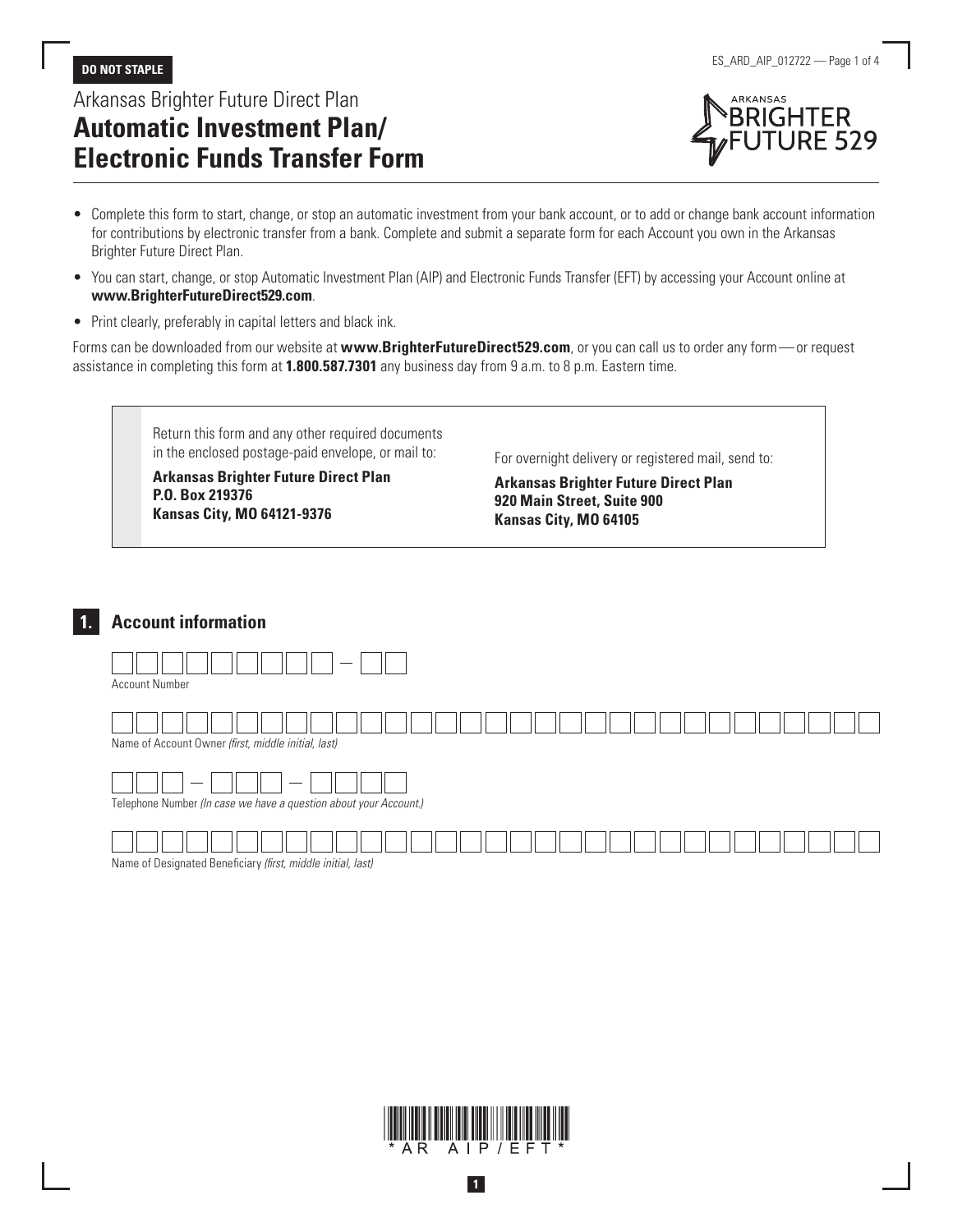**DO NOT STAPLE**

# Arkansas Brighter Future Direct Plan
# **Automatic Investment Plan/ Electronic Funds Transfer Form**

- Complete this form to start, change, or stop an automatic investment from your bank account, or to add or change bank account information for contributions by electronic transfer from a bank. Complete and submit a separate form for each Account you own in the Arkansas Brighter Future Direct Plan.
- You can start, change, or stop Automatic Investment Plan (AIP) and Electronic Funds Transfer (EFT) by accessing your Account online at **www.BrighterFutureDirect529.com**.
- Print clearly, preferably in capital letters and black ink.

Forms can be downloaded from our website at **www.BrighterFutureDirect529.com**, or you can call us to order any form — or request assistance in completing this form at **1.800.587.7301** any business day from 9 a.m. to 8 p.m. Eastern time.

Return this form and any other required documents in the enclosed postage-paid envelope, or mail to:

**Arkansas Brighter Future Direct Plan**
**P.O. Box 219376**
**Kansas City, MO 64121-9376**

For overnight delivery or registered mail, send to:

**Arkansas Brighter Future Direct Plan**
**920 Main Street, Suite 900**
**Kansas City, MO 64105**

## 1. Account information

_______________ – ______
Account Number

______________________________________________
Name of Account Owner *(first, middle initial, last)*

______ – ______ – ________
Telephone Number *(In case we have a question about your Account.)*

______________________________________________
Name of Designated Beneficiary *(first, middle initial, last)*

*AR AIP/EFT*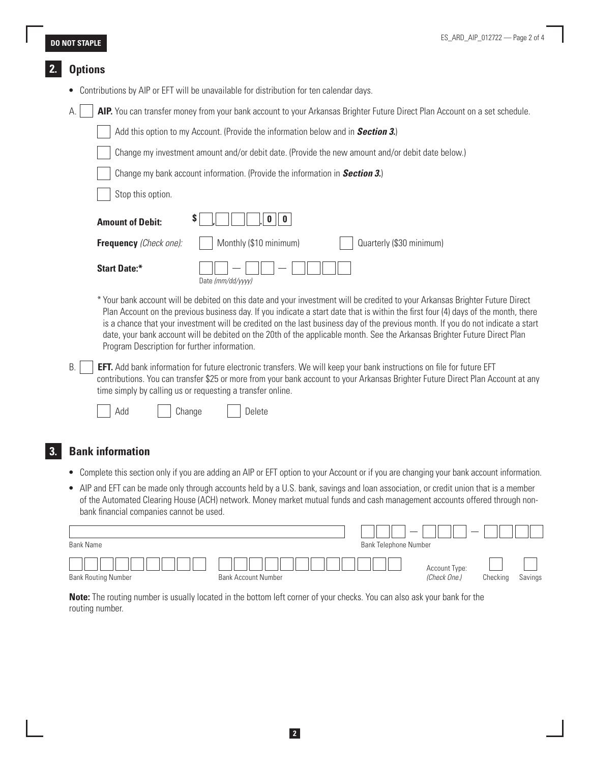**DO NOT STAPLE**

## 2. Options

- Contributions by AIP or EFT will be unavailable for distribution for ten calendar days.

A. ☐ **AIP.** You can transfer money from your bank account to your Arkansas Brighter Future Direct Plan Account on a set schedule.

☐ Add this option to my Account. (Provide the information below and in ***Section 3.***)

☐ Change my investment amount and/or debit date. (Provide the new amount and/or debit date below.)

☐ Change my bank account information. (Provide the information in ***Section 3.***)

☐ Stop this option.

**Amount of Debit:** $ __ , __ __ __ . 0 0

**Frequency** *(Check one):* ☐ Monthly ($10 minimum) ☐ Quarterly ($30 minimum)

**Start Date:*** __ __ – __ __ – __ __ __ __
Date *(mm/dd/yyyy)*

\* Your bank account will be debited on this date and your investment will be credited to your Arkansas Brighter Future Direct Plan Account on the previous business day. If you indicate a start date that is within the first four (4) days of the month, there is a chance that your investment will be credited on the last business day of the previous month. If you do not indicate a start date, your bank account will be debited on the 20th of the applicable month. See the Arkansas Brighter Future Direct Plan Program Description for further information.

B. ☐ **EFT.** Add bank information for future electronic transfers. We will keep your bank instructions on file for future EFT contributions. You can transfer $25 or more from your bank account to your Arkansas Brighter Future Direct Plan Account at any time simply by calling us or requesting a transfer online.

☐ Add ☐ Change ☐ Delete

## 3. Bank information

- Complete this section only if you are adding an AIP or EFT option to your Account or if you are changing your bank account information.
- AIP and EFT can be made only through accounts held by a U.S. bank, savings and loan association, or credit union that is a member of the Automated Clearing House (ACH) network. Money market mutual funds and cash management accounts offered through non-bank financial companies cannot be used.

Bank Name: ______________________

Bank Telephone Number: __ __ __ – __ __ __ – __ __ __ __

Bank Routing Number: __ __ __ __ __ __ __ __ __

Bank Account Number: __ __ __ __ __ __ __ __ __ __ __ __

Account Type: *(Check One.)* ☐ Checking ☐ Savings

**Note:** The routing number is usually located in the bottom left corner of your checks. You can also ask your bank for the routing number.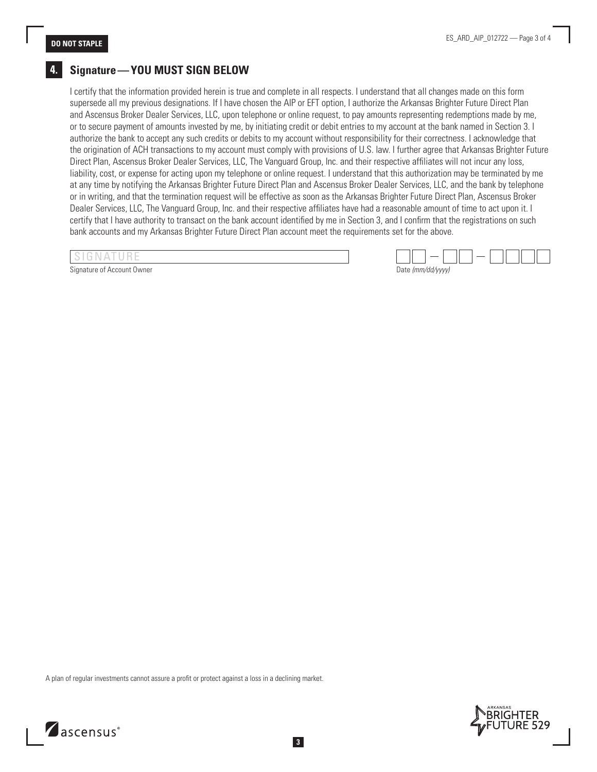**DO NOT STAPLE**

## 4. Signature — YOU MUST SIGN BELOW

I certify that the information provided herein is true and complete in all respects. I understand that all changes made on this form supersede all my previous designations. If I have chosen the AIP or EFT option, I authorize the Arkansas Brighter Future Direct Plan and Ascensus Broker Dealer Services, LLC, upon telephone or online request, to pay amounts representing redemptions made by me, or to secure payment of amounts invested by me, by initiating credit or debit entries to my account at the bank named in Section 3. I authorize the bank to accept any such credits or debits to my account without responsibility for their correctness. I acknowledge that the origination of ACH transactions to my account must comply with provisions of U.S. law. I further agree that Arkansas Brighter Future Direct Plan, Ascensus Broker Dealer Services, LLC, The Vanguard Group, Inc. and their respective affiliates will not incur any loss, liability, cost, or expense for acting upon my telephone or online request. I understand that this authorization may be terminated by me at any time by notifying the Arkansas Brighter Future Direct Plan and Ascensus Broker Dealer Services, LLC, and the bank by telephone or in writing, and that the termination request will be effective as soon as the Arkansas Brighter Future Direct Plan, Ascensus Broker Dealer Services, LLC, The Vanguard Group, Inc. and their respective affiliates have had a reasonable amount of time to act upon it. I certify that I have authority to transact on the bank account identified by me in Section 3, and I confirm that the registrations on such bank accounts and my Arkansas Brighter Future Direct Plan account meet the requirements set for the above.

SIGNATURE

Signature of Account Owner

__ __ — __ __ — __ __ __ __

Date *(mm/dd/yyyy)*

A plan of regular investments cannot assure a profit or protect against a loss in a declining market.